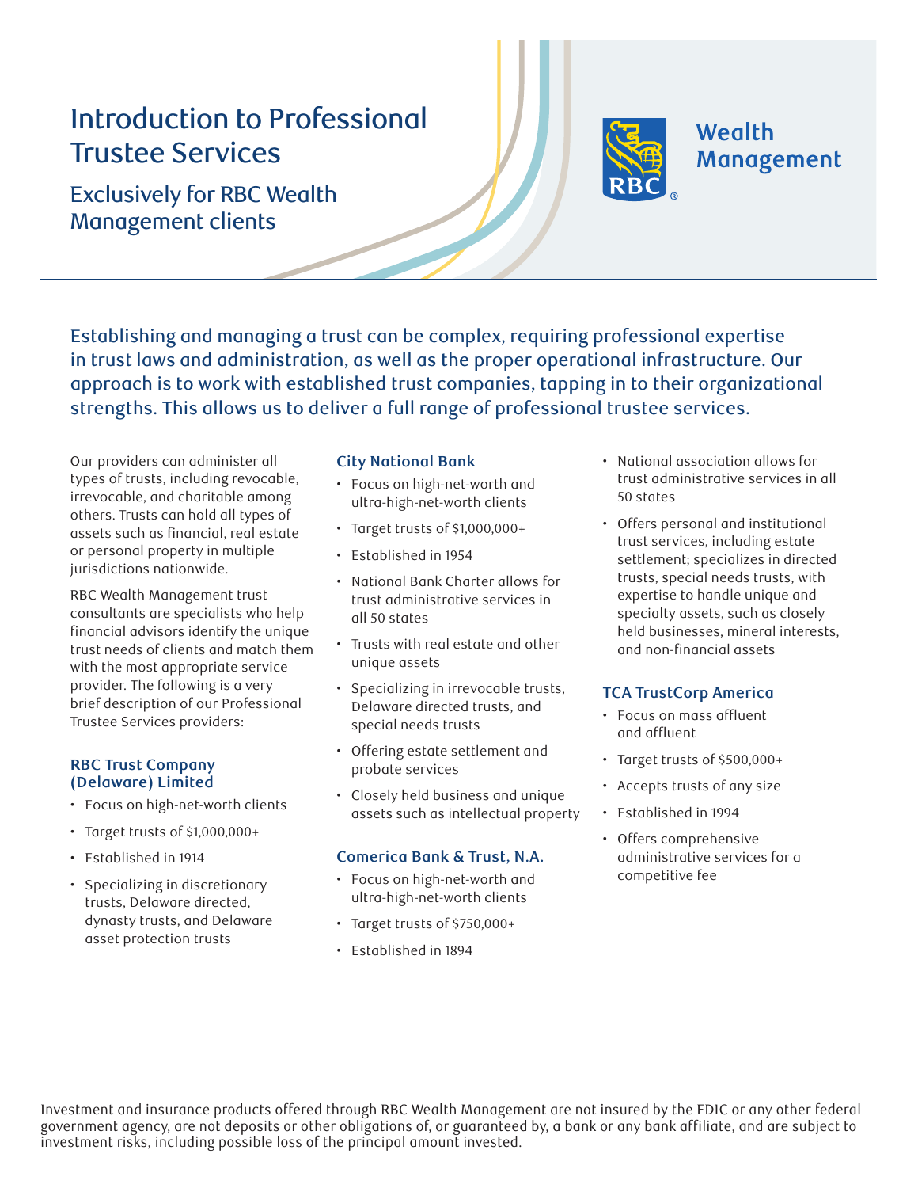# Introduction to Professional Trustee Services

## Exclusively for RBC Wealth Management clients

RBC Wealth Management

**Establishing and managing a trust can be complex, requiring professional expertise in trust laws and administration, as well as the proper operational infrastructure. Our approach is to work with established trust companies, tapping in to their organizational strengths. This allows us to deliver a full range of professional trustee services.**

Our providers can administer all types of trusts, including revocable, irrevocable, and charitable among others. Trusts can hold all types of assets such as financial, real estate or personal property in multiple jurisdictions nationwide.

RBC Wealth Management trust consultants are specialists who help financial advisors identify the unique trust needs of clients and match them with the most appropriate service provider. The following is a very brief description of our Professional Trustee Services providers:

### RBC Trust Company (Delaware) Limited

- Focus on high-net-worth clients
- Target trusts of $1,000,000+
- Established in 1914
- Specializing in discretionary trusts, Delaware directed, dynasty trusts, and Delaware asset protection trusts

### City National Bank

- Focus on high-net-worth and ultra-high-net-worth clients
- Target trusts of $1,000,000+
- Established in 1954
- National Bank Charter allows for trust administrative services in all 50 states
- Trusts with real estate and other unique assets
- Specializing in irrevocable trusts, Delaware directed trusts, and special needs trusts
- Offering estate settlement and probate services
- Closely held business and unique assets such as intellectual property

### Comerica Bank & Trust, N.A.

- Focus on high-net-worth and ultra-high-net-worth clients
- Target trusts of $750,000+
- Established in 1894
- National association allows for trust administrative services in all 50 states
- Offers personal and institutional trust services, including estate settlement; specializes in directed trusts, special needs trusts, with expertise to handle unique and specialty assets, such as closely held businesses, mineral interests, and non-financial assets

### TCA TrustCorp America

- Focus on mass affluent and affluent
- Target trusts of $500,000+
- Accepts trusts of any size
- Established in 1994
- Offers comprehensive administrative services for a competitive fee

Investment and insurance products offered through RBC Wealth Management are not insured by the FDIC or any other federal government agency, are not deposits or other obligations of, or guaranteed by, a bank or any bank affiliate, and are subject to investment risks, including possible loss of the principal amount invested.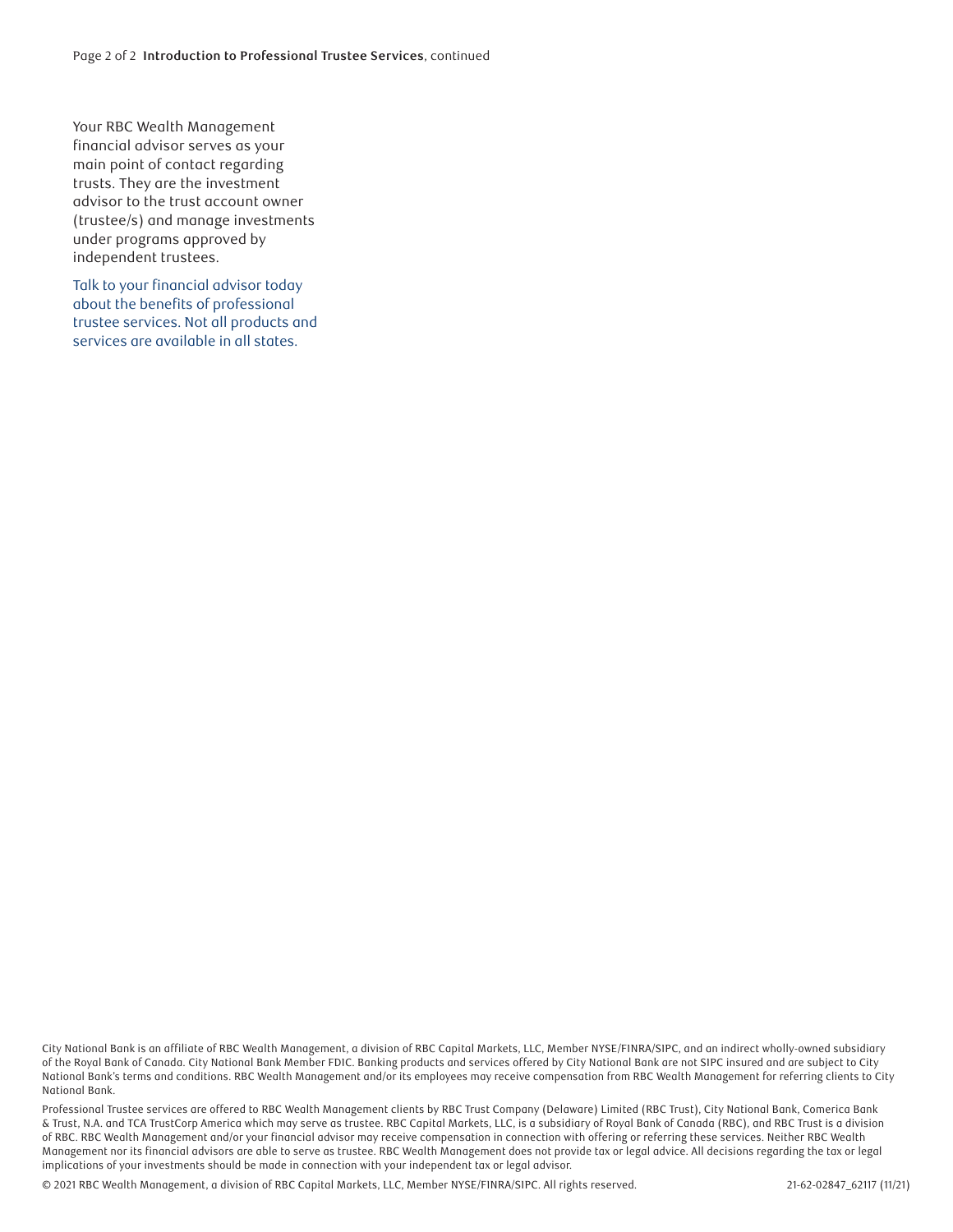Your RBC Wealth Management financial advisor serves as your main point of contact regarding trusts. They are the investment advisor to the trust account owner (trustee/s) and manage investments under programs approved by independent trustees.

Talk to your financial advisor today about the benefits of professional trustee services. Not all products and services are available in all states.

City National Bank is an affiliate of RBC Wealth Management, a division of RBC Capital Markets, LLC, Member NYSE/FINRA/SIPC, and an indirect wholly-owned subsidiary of the Royal Bank of Canada. City National Bank Member FDIC. Banking products and services offered by City National Bank are not SIPC insured and are subject to City National Bank's terms and conditions. RBC Wealth Management and/or its employees may receive compensation from RBC Wealth Management for referring clients to City National Bank.

Professional Trustee services are offered to RBC Wealth Management clients by RBC Trust Company (Delaware) Limited (RBC Trust), City National Bank, Comerica Bank & Trust, N.A. and TCA TrustCorp America which may serve as trustee. RBC Capital Markets, LLC, is a subsidiary of Royal Bank of Canada (RBC), and RBC Trust is a division of RBC. RBC Wealth Management and/or your financial advisor may receive compensation in connection with offering or referring these services. Neither RBC Wealth Management nor its financial advisors are able to serve as trustee. RBC Wealth Management does not provide tax or legal advice. All decisions regarding the tax or legal implications of your investments should be made in connection with your independent tax or legal advisor.

© 2021 RBC Wealth Management, a division of RBC Capital Markets, LLC, Member NYSE/FINRA/SIPC. All rights reserved.

21-62-02847_62117 (11/21)